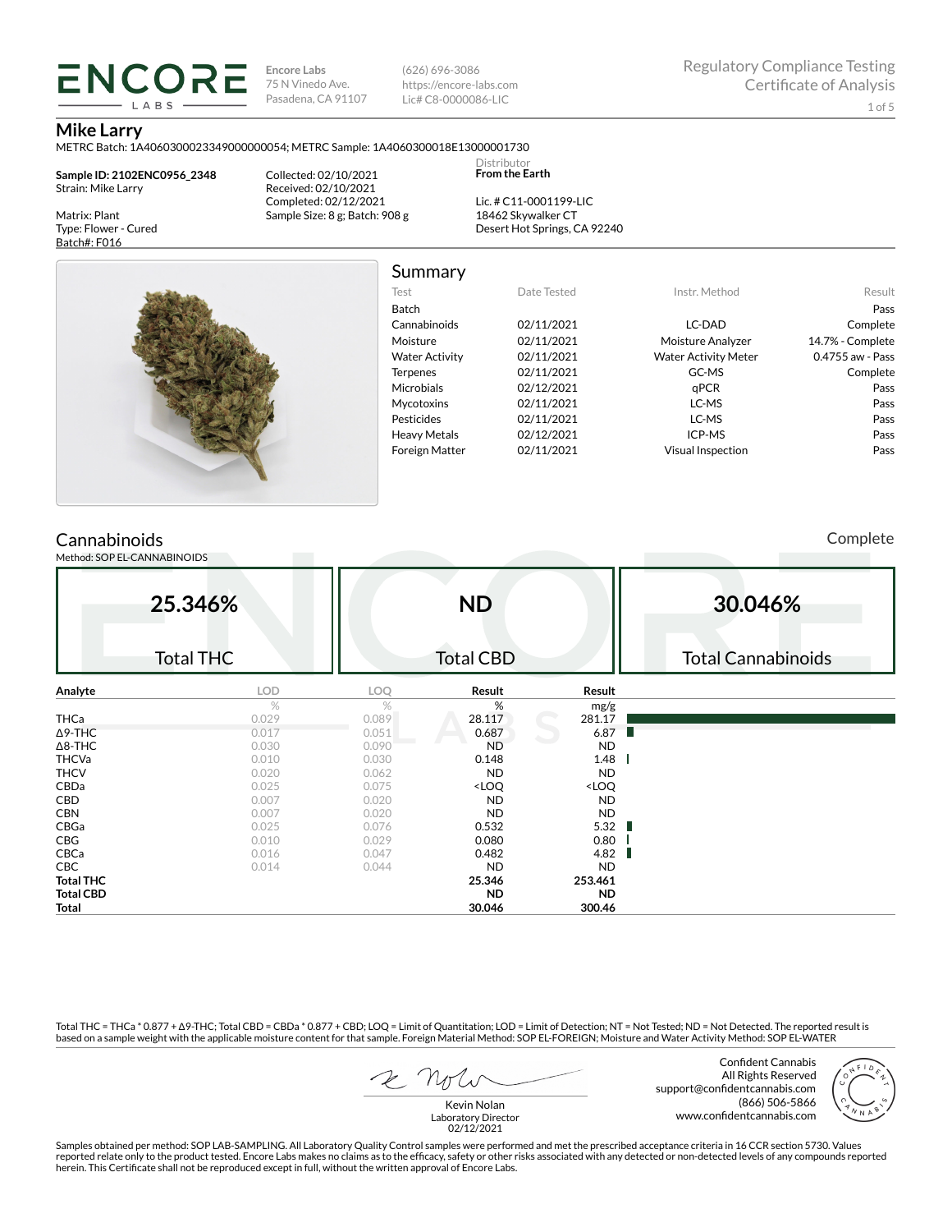# ENCORE LABS

Encore Labs
75 N Vinedo Ave.
Pasadena, CA 91107

(626) 696-3086
https://encore-labs.com
Lic# C8-0000086-LIC

Regulatory Compliance Testing
Certificate of Analysis

## Mike Larry

METRC Batch: 1A4060300023349000000054; METRC Sample: 1A4060300018E13000001730

**Sample ID: 2102ENC0956_2348**
Strain: Mike Larry

Matrix: Plant
Type: Flower - Cured
Batch#: F016

Collected: 02/10/2021
Received: 02/10/2021
Completed: 02/12/2021
Sample Size: 8 g; Batch: 908 g

Distributor
**From the Earth**

Lic. # C11-0001199-LIC
18462 Skywalker CT
Desert Hot Springs, CA 92240

## Summary

| Test | Date Tested | Instr. Method | Result |
|---|---|---|---|
| Batch | | | Pass |
| Cannabinoids | 02/11/2021 | LC-DAD | Complete |
| Moisture | 02/11/2021 | Moisture Analyzer | 14.7% - Complete |
| Water Activity | 02/11/2021 | Water Activity Meter | 0.4755 aw - Pass |
| Terpenes | 02/11/2021 | GC-MS | Complete |
| Microbials | 02/12/2021 | qPCR | Pass |
| Mycotoxins | 02/11/2021 | LC-MS | Pass |
| Pesticides | 02/11/2021 | LC-MS | Pass |
| Heavy Metals | 02/12/2021 | ICP-MS | Pass |
| Foreign Matter | 02/11/2021 | Visual Inspection | Pass |

## Cannabinoids

Complete

Method: SOP EL-CANNABINOIDS

| 25.346% | ND | 30.046% |
|---|---|---|
| Total THC | Total CBD | Total Cannabinoids |

| Analyte | LOD | LOQ | Result | Result |
|---|---|---|---|---|
| | % | % | % | mg/g |
| THCa | 0.029 | 0.089 | 28.117 | 281.17 |
| Δ9-THC | 0.017 | 0.051 | 0.687 | 6.87 |
| Δ8-THC | 0.030 | 0.090 | ND | ND |
| THCVa | 0.010 | 0.030 | 0.148 | 1.48 |
| THCV | 0.020 | 0.062 | ND | ND |
| CBDa | 0.025 | 0.075 | <LOQ | <LOQ |
| CBD | 0.007 | 0.020 | ND | ND |
| CBN | 0.007 | 0.020 | ND | ND |
| CBGa | 0.025 | 0.076 | 0.532 | 5.32 |
| CBG | 0.010 | 0.029 | 0.080 | 0.80 |
| CBCa | 0.016 | 0.047 | 0.482 | 4.82 |
| CBC | 0.014 | 0.044 | ND | ND |
| **Total THC** | | | **25.346** | **253.461** |
| **Total CBD** | | | **ND** | **ND** |
| **Total** | | | **30.046** | **300.46** |

Total THC = THCa * 0.877 + Δ9-THC; Total CBD = CBDa * 0.877 + CBD; LOQ = Limit of Quantitation; LOD = Limit of Detection; NT = Not Tested; ND = Not Detected. The reported result is based on a sample weight with the applicable moisture content for that sample. Foreign Material Method: SOP EL-FOREIGN; Moisture and Water Activity Method: SOP EL-WATER

Kevin Nolan
Laboratory Director
02/12/2021

Confident Cannabis
All Rights Reserved
support@confidentcannabis.com
(866) 506-5866
www.confidentcannabis.com

Samples obtained per method: SOP LAB-SAMPLING. All Laboratory Quality Control samples were performed and met the prescribed acceptance criteria in 16 CCR section 5730. Values reported relate only to the product tested. Encore Labs makes no claims as to the efficacy, safety or other risks associated with any detected or non-detected levels of any compounds reported herein. This Certificate shall not be reproduced except in full, without the written approval of Encore Labs.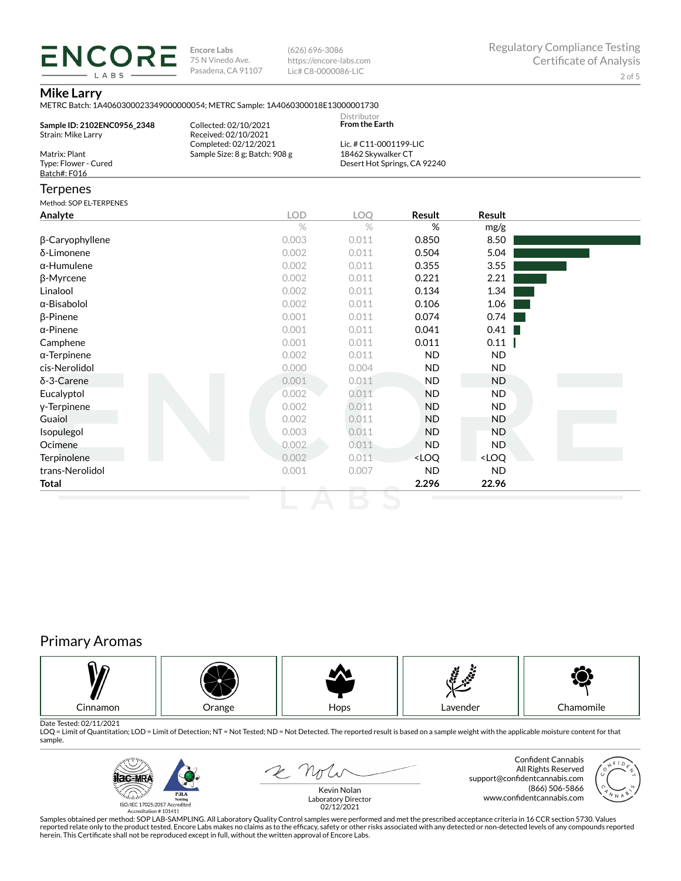**Encore Labs**
75 N Vinedo Ave.
Pasadena, CA 91107

(626) 696-3086
https://encore-labs.com
Lic# C8-0000086-LIC

Regulatory Compliance Testing
Certificate of Analysis

## Mike Larry

METRC Batch: 1A4060300023349000000054; METRC Sample: 1A4060300018E13000001730

**Sample ID: 2102ENC0956_2348**
Strain: Mike Larry

Matrix: Plant
Type: Flower - Cured
Batch#: F016

Collected: 02/10/2021
Received: 02/10/2021
Completed: 02/12/2021
Sample Size: 8 g; Batch: 908 g

Distributor
**From the Earth**

Lic. # C11-0001199-LIC
18462 Skywalker CT
Desert Hot Springs, CA 92240

## Terpenes

Method: SOP EL-TERPENES

| Analyte | LOD | LOQ | Result | Result |
|---|---|---|---|---|
| | % | % | % | mg/g |
| β-Caryophyllene | 0.003 | 0.011 | 0.850 | 8.50 |
| δ-Limonene | 0.002 | 0.011 | 0.504 | 5.04 |
| α-Humulene | 0.002 | 0.011 | 0.355 | 3.55 |
| β-Myrcene | 0.002 | 0.011 | 0.221 | 2.21 |
| Linalool | 0.002 | 0.011 | 0.134 | 1.34 |
| α-Bisabolol | 0.002 | 0.011 | 0.106 | 1.06 |
| β-Pinene | 0.001 | 0.011 | 0.074 | 0.74 |
| α-Pinene | 0.001 | 0.011 | 0.041 | 0.41 |
| Camphene | 0.001 | 0.011 | 0.011 | 0.11 |
| α-Terpinene | 0.002 | 0.011 | ND | ND |
| cis-Nerolidol | 0.000 | 0.004 | ND | ND |
| δ-3-Carene | 0.001 | 0.011 | ND | ND |
| Eucalyptol | 0.002 | 0.011 | ND | ND |
| γ-Terpinene | 0.002 | 0.011 | ND | ND |
| Guaiol | 0.002 | 0.011 | ND | ND |
| Isopulegol | 0.003 | 0.011 | ND | ND |
| Ocimene | 0.002 | 0.011 | ND | ND |
| Terpinolene | 0.002 | 0.011 | <LOQ | <LOQ |
| trans-Nerolidol | 0.001 | 0.007 | ND | ND |
| **Total** | | | **2.296** | **22.96** |

## Primary Aromas

| Cinnamon | Orange | Hops | Lavender | Chamomile |
|---|---|---|---|---|

Date Tested: 02/11/2021
LOQ = Limit of Quantitation; LOD = Limit of Detection; NT = Not Tested; ND = Not Detected. The reported result is based on a sample weight with the applicable moisture content for that sample.

ISO/IEC 17025:2017 Accredited
Accreditation # 101411

Kevin Nolan
Laboratory Director
02/12/2021

Confident Cannabis
All Rights Reserved
support@confidentcannabis.com
(866) 506-5866
www.confidentcannabis.com

Samples obtained per method: SOP LAB-SAMPLING. All Laboratory Quality Control samples were performed and met the prescribed acceptance criteria in 16 CCR section 5730. Values reported relate only to the product tested. Encore Labs makes no claims as to the efficacy, safety or other risks associated with any detected or non-detected levels of any compounds reported herein. This Certificate shall not be reproduced except in full, without the written approval of Encore Labs.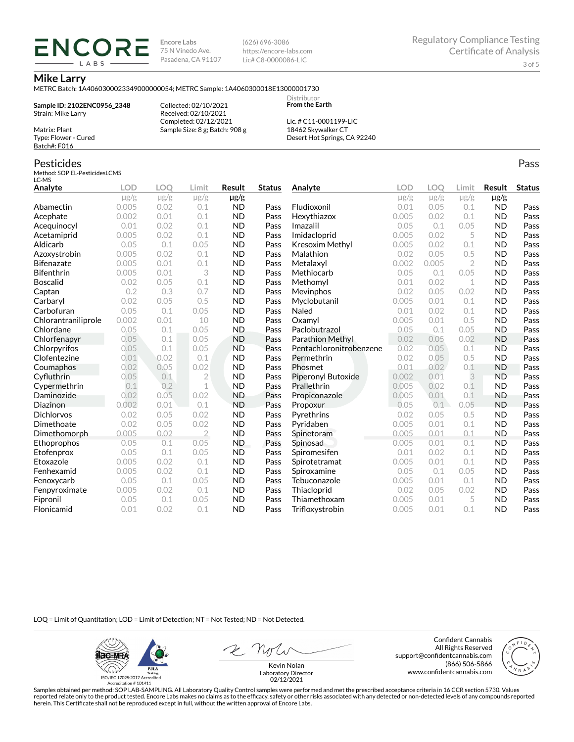**Encore Labs**
75 N Vinedo Ave.
Pasadena, CA 91107

(626) 696-3086
https://encore-labs.com
Lic# C8-0000086-LIC

Regulatory Compliance Testing
Certificate of Analysis

## Mike Larry

METRC Batch: 1A4060300023349000000054; METRC Sample: 1A4060300018E13000001730

**Sample ID: 2102ENC0956_2348**
Strain: Mike Larry

Matrix: Plant
Type: Flower - Cured
Batch#: F016

Collected: 02/10/2021
Received: 02/10/2021
Completed: 02/12/2021
Sample Size: 8 g; Batch: 908 g

Distributor
**From the Earth**

Lic. # C11-0001199-LIC
18462 Skywalker CT
Desert Hot Springs, CA 92240

## Pesticides

Pass

Method: SOP EL-PesticidesLCMS
LC-MS

| Analyte | LOD | LOQ | Limit | Result | Status |
|---|---|---|---|---|---|
| | μg/g | μg/g | μg/g | μg/g | |
| Abamectin | 0.005 | 0.02 | 0.1 | ND | Pass |
| Acephate | 0.002 | 0.01 | 0.1 | ND | Pass |
| Acequinocyl | 0.01 | 0.02 | 0.1 | ND | Pass |
| Acetamiprid | 0.005 | 0.02 | 0.1 | ND | Pass |
| Aldicarb | 0.05 | 0.1 | 0.05 | ND | Pass |
| Azoxystrobin | 0.005 | 0.02 | 0.1 | ND | Pass |
| Bifenazate | 0.005 | 0.01 | 0.1 | ND | Pass |
| Bifenthrin | 0.005 | 0.01 | 3 | ND | Pass |
| Boscalid | 0.02 | 0.05 | 0.1 | ND | Pass |
| Captan | 0.2 | 0.3 | 0.7 | ND | Pass |
| Carbaryl | 0.02 | 0.05 | 0.5 | ND | Pass |
| Carbofuran | 0.05 | 0.1 | 0.05 | ND | Pass |
| Chlorantraniliprole | 0.002 | 0.01 | 10 | ND | Pass |
| Chlordane | 0.05 | 0.1 | 0.05 | ND | Pass |
| Chlorfenapyr | 0.05 | 0.1 | 0.05 | ND | Pass |
| Chlorpyrifos | 0.05 | 0.1 | 0.05 | ND | Pass |
| Clofentezine | 0.01 | 0.02 | 0.1 | ND | Pass |
| Coumaphos | 0.02 | 0.05 | 0.02 | ND | Pass |
| Cyfluthrin | 0.05 | 0.1 | 2 | ND | Pass |
| Cypermethrin | 0.1 | 0.2 | 1 | ND | Pass |
| Daminozide | 0.02 | 0.05 | 0.02 | ND | Pass |
| Diazinon | 0.002 | 0.01 | 0.1 | ND | Pass |
| Dichlorvos | 0.02 | 0.05 | 0.02 | ND | Pass |
| Dimethoate | 0.02 | 0.05 | 0.02 | ND | Pass |
| Dimethomorph | 0.005 | 0.02 | 2 | ND | Pass |
| Ethoprophos | 0.05 | 0.1 | 0.05 | ND | Pass |
| Etofenprox | 0.05 | 0.1 | 0.05 | ND | Pass |
| Etoxazole | 0.005 | 0.02 | 0.1 | ND | Pass |
| Fenhexamid | 0.005 | 0.02 | 0.1 | ND | Pass |
| Fenoxycarb | 0.05 | 0.1 | 0.05 | ND | Pass |
| Fenpyroximate | 0.005 | 0.02 | 0.1 | ND | Pass |
| Fipronil | 0.05 | 0.1 | 0.05 | ND | Pass |
| Flonicamid | 0.01 | 0.02 | 0.1 | ND | Pass |
| Fludioxonil | 0.01 | 0.05 | 0.1 | ND | Pass |
| Hexythiazox | 0.005 | 0.02 | 0.1 | ND | Pass |
| Imazalil | 0.05 | 0.1 | 0.05 | ND | Pass |
| Imidacloprid | 0.005 | 0.02 | 5 | ND | Pass |
| Kresoxim Methyl | 0.005 | 0.02 | 0.1 | ND | Pass |
| Malathion | 0.02 | 0.05 | 0.5 | ND | Pass |
| Metalaxyl | 0.002 | 0.005 | 2 | ND | Pass |
| Methiocarb | 0.05 | 0.1 | 0.05 | ND | Pass |
| Methomyl | 0.01 | 0.02 | 1 | ND | Pass |
| Mevinphos | 0.02 | 0.05 | 0.02 | ND | Pass |
| Myclobutanil | 0.005 | 0.01 | 0.1 | ND | Pass |
| Naled | 0.01 | 0.02 | 0.1 | ND | Pass |
| Oxamyl | 0.005 | 0.01 | 0.5 | ND | Pass |
| Paclobutrazol | 0.05 | 0.1 | 0.05 | ND | Pass |
| Parathion Methyl | 0.02 | 0.05 | 0.02 | ND | Pass |
| Pentachloronitrobenzene | 0.02 | 0.05 | 0.1 | ND | Pass |
| Permethrin | 0.02 | 0.05 | 0.5 | ND | Pass |
| Phosmet | 0.01 | 0.02 | 0.1 | ND | Pass |
| Piperonyl Butoxide | 0.002 | 0.01 | 3 | ND | Pass |
| Prallethrin | 0.005 | 0.02 | 0.1 | ND | Pass |
| Propiconazole | 0.005 | 0.01 | 0.1 | ND | Pass |
| Propoxur | 0.05 | 0.1 | 0.05 | ND | Pass |
| Pyrethrins | 0.02 | 0.05 | 0.5 | ND | Pass |
| Pyridaben | 0.005 | 0.01 | 0.1 | ND | Pass |
| Spinetoram | 0.005 | 0.01 | 0.1 | ND | Pass |
| Spinosad | 0.005 | 0.01 | 0.1 | ND | Pass |
| Spiromesifen | 0.01 | 0.02 | 0.1 | ND | Pass |
| Spirotetramat | 0.005 | 0.01 | 0.1 | ND | Pass |
| Spiroxamine | 0.05 | 0.1 | 0.05 | ND | Pass |
| Tebuconazole | 0.005 | 0.01 | 0.1 | ND | Pass |
| Thiacloprid | 0.02 | 0.05 | 0.02 | ND | Pass |
| Thiamethoxam | 0.005 | 0.01 | 5 | ND | Pass |
| Trifloxystrobin | 0.005 | 0.01 | 0.1 | ND | Pass |

LOQ = Limit of Quantitation; LOD = Limit of Detection; NT = Not Tested; ND = Not Detected.

ISO/IEC 17025:2017 Accredited
Accreditation # 101411

Kevin Nolan
Laboratory Director
02/12/2021

Confident Cannabis
All Rights Reserved
support@confidentcannabis.com
(866) 506-5866
www.confidentcannabis.com

Samples obtained per method: SOP LAB-SAMPLING. All Laboratory Quality Control samples were performed and met the prescribed acceptance criteria in 16 CCR section 5730. Values reported relate only to the product tested. Encore Labs makes no claims as to the efficacy, safety or other risks associated with any detected or non-detected levels of any compounds reported herein. This Certificate shall not be reproduced except in full, without the written approval of Encore Labs.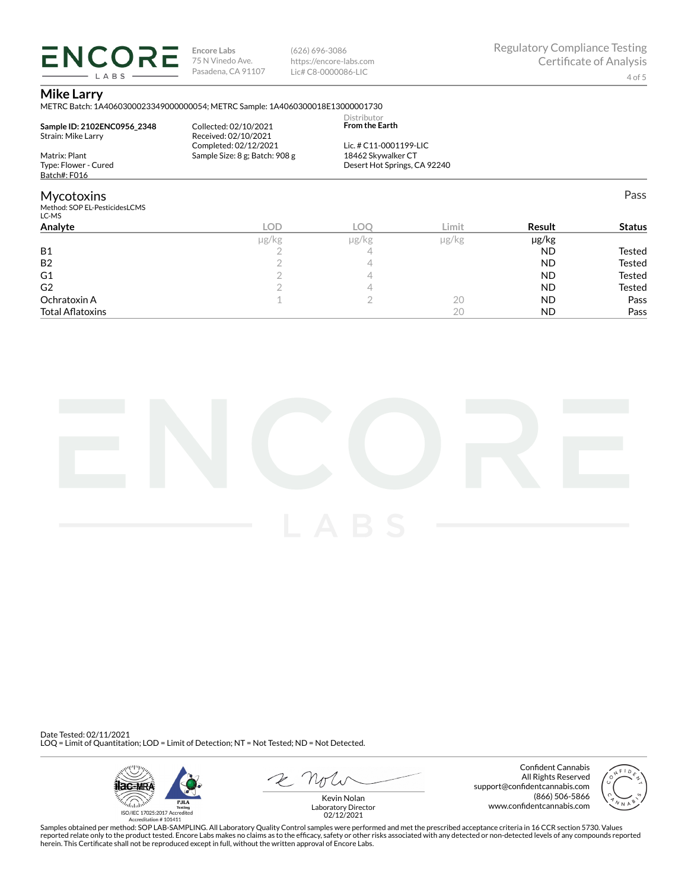**Encore Labs**
75 N Vinedo Ave.
Pasadena, CA 91107

(626) 696-3086
https://encore-labs.com
Lic# C8-0000086-LIC

Regulatory Compliance Testing
Certificate of Analysis

## Mike Larry

METRC Batch: 1A4060300023349000000054; METRC Sample: 1A4060300018E13000001730

**Sample ID: 2102ENC0956_2348**
Strain: Mike Larry

Matrix: Plant
Type: Flower - Cured
Batch#: F016

Collected: 02/10/2021
Received: 02/10/2021
Completed: 02/12/2021
Sample Size: 8 g; Batch: 908 g

Distributor
**From the Earth**

Lic. # C11-0001199-LIC
18462 Skywalker CT
Desert Hot Springs, CA 92240

## Mycotoxins

Pass

Method: SOP EL-PesticidesLCMS
LC-MS

| Analyte | LOD | LOQ | Limit | Result | Status |
|---|---|---|---|---|---|
| | µg/kg | µg/kg | µg/kg | µg/kg | |
| B1 | 2 | 4 | | ND | Tested |
| B2 | 2 | 4 | | ND | Tested |
| G1 | 2 | 4 | | ND | Tested |
| G2 | 2 | 4 | | ND | Tested |
| Ochratoxin A | 1 | 2 | 20 | ND | Pass |
| Total Aflatoxins | | | 20 | ND | Pass |

Date Tested: 02/11/2021
LOQ = Limit of Quantitation; LOD = Limit of Detection; NT = Not Tested; ND = Not Detected.

ISO/IEC 17025:2017 Accredited
Accreditation # 101411

Kevin Nolan
Laboratory Director
02/12/2021

Confident Cannabis
All Rights Reserved
support@confidentcannabis.com
(866) 506-5866
www.confidentcannabis.com

Samples obtained per method: SOP LAB-SAMPLING. All Laboratory Quality Control samples were performed and met the prescribed acceptance criteria in 16 CCR section 5730. Values reported relate only to the product tested. Encore Labs makes no claims as to the efficacy, safety or other risks associated with any detected or non-detected levels of any compounds reported herein. This Certificate shall not be reproduced except in full, without the written approval of Encore Labs.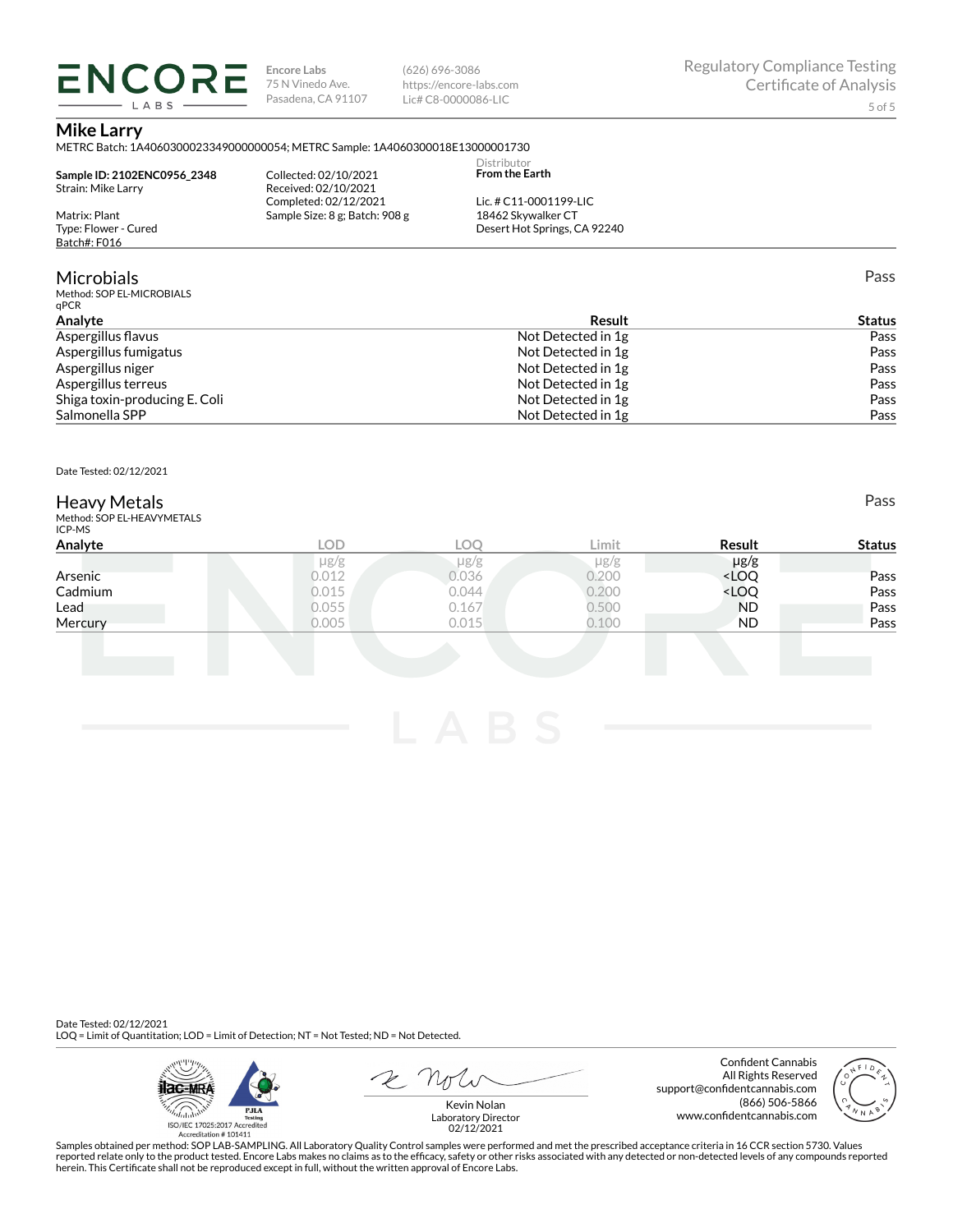**Encore Labs**
75 N Vinedo Ave.
Pasadena, CA 91107

(626) 696-3086
https://encore-labs.com
Lic# C8-0000086-LIC

Regulatory Compliance Testing
Certificate of Analysis

## Mike Larry

METRC Batch: 1A4060300023349000000054; METRC Sample: 1A4060300018E13000001730

**Sample ID: 2102ENC0956_2348**
Strain: Mike Larry

Matrix: Plant
Type: Flower - Cured
Batch#: F016

Collected: 02/10/2021
Received: 02/10/2021
Completed: 02/12/2021
Sample Size: 8 g; Batch: 908 g

Distributor
**From the Earth**

Lic. # C11-0001199-LIC
18462 Skywalker CT
Desert Hot Springs, CA 92240

## Microbials

Pass

Method: SOP EL-MICROBIALS
qPCR

| Analyte | Result | Status |
|---|---|---|
| Aspergillus flavus | Not Detected in 1g | Pass |
| Aspergillus fumigatus | Not Detected in 1g | Pass |
| Aspergillus niger | Not Detected in 1g | Pass |
| Aspergillus terreus | Not Detected in 1g | Pass |
| Shiga toxin-producing E. Coli | Not Detected in 1g | Pass |
| Salmonella SPP | Not Detected in 1g | Pass |

Date Tested: 02/12/2021

## Heavy Metals

Pass

Method: SOP EL-HEAVYMETALS
ICP-MS

| Analyte | LOD | LOQ | Limit | Result | Status |
|---|---|---|---|---|---|
| | µg/g | µg/g | µg/g | µg/g | |
| Arsenic | 0.012 | 0.036 | 0.200 | <LOQ | Pass |
| Cadmium | 0.015 | 0.044 | 0.200 | <LOQ | Pass |
| Lead | 0.055 | 0.167 | 0.500 | ND | Pass |
| Mercury | 0.005 | 0.015 | 0.100 | ND | Pass |

Date Tested: 02/12/2021
LOQ = Limit of Quantitation; LOD = Limit of Detection; NT = Not Tested; ND = Not Detected.

ISO/IEC 17025:2017 Accredited
Accreditation # 101411

Kevin Nolan
Laboratory Director
02/12/2021

Confident Cannabis
All Rights Reserved
support@confidentcannabis.com
(866) 506-5866
www.confidentcannabis.com

Samples obtained per method: SOP LAB-SAMPLING. All Laboratory Quality Control samples were performed and met the prescribed acceptance criteria in 16 CCR section 5730. Values reported relate only to the product tested. Encore Labs makes no claims as to the efficacy, safety or other risks associated with any detected or non-detected levels of any compounds reported herein. This Certificate shall not be reproduced except in full, without the written approval of Encore Labs.